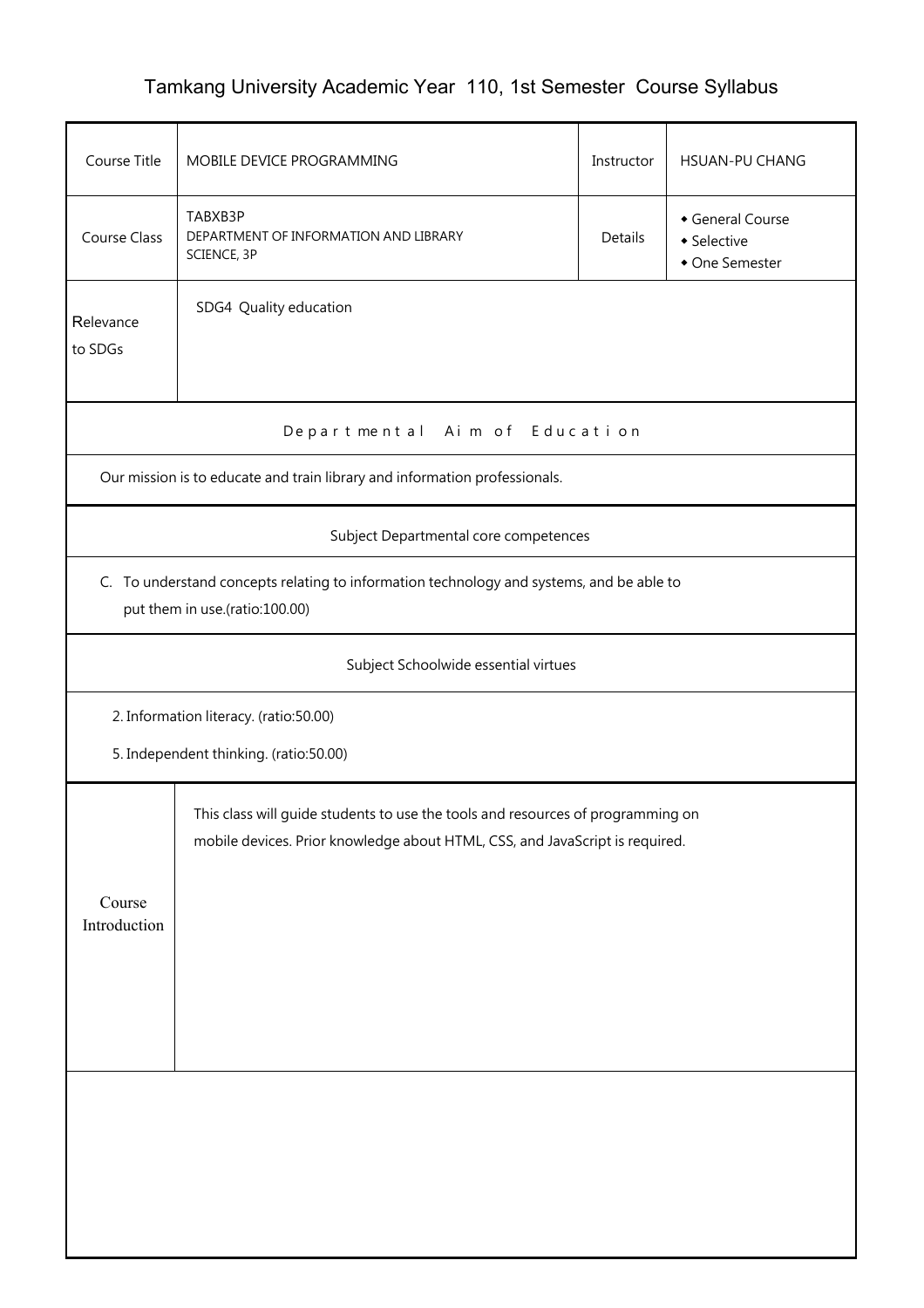# Tamkang University Academic Year 110, 1st Semester Course Syllabus

| Course Title | MOBILE DEVICE PROGRAMMING | Instructor | HSUAN-PU CHANG |
|---|---|---|---|
| Course Class | TABXB3P<br>DEPARTMENT OF INFORMATION AND LIBRARY SCIENCE, 3P | Details | ◆ General Course<br>◆ Selective<br>◆ One Semester |
| Relevance to SDGs | SDG4 Quality education | | |

**Departmental Aim of Education**

Our mission is to educate and train library and information professionals.

**Subject Departmental core competences**

C. To understand concepts relating to information technology and systems, and be able to put them in use.(ratio:100.00)

**Subject Schoolwide essential virtues**

2. Information literacy. (ratio:50.00)

5. Independent thinking. (ratio:50.00)

| Course Introduction | This class will guide students to use the tools and resources of programming on mobile devices. Prior knowledge about HTML, CSS, and JavaScript is required. |
|---|---|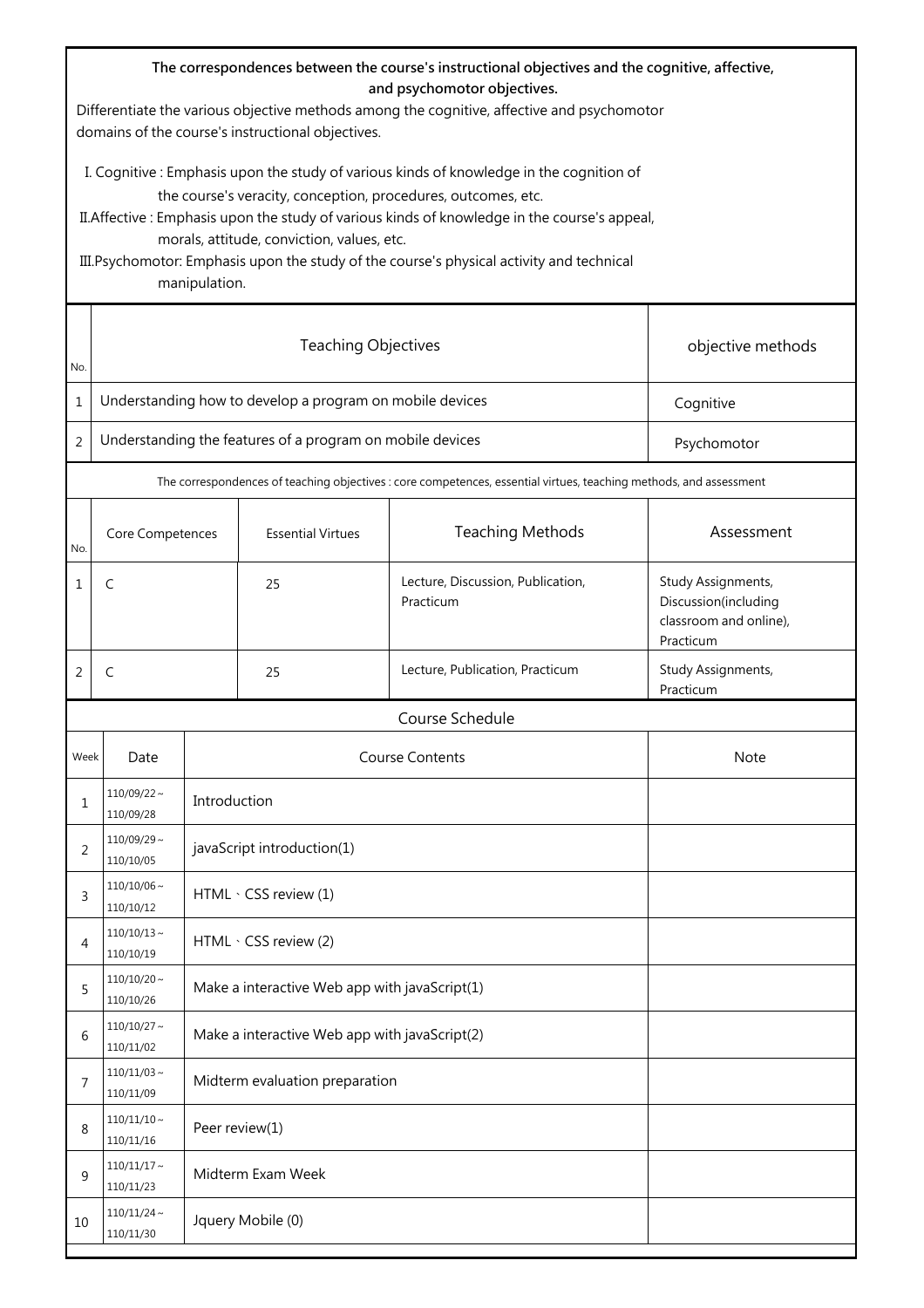**The correspondences between the course's instructional objectives and the cognitive, affective, and psychomotor objectives.**

Differentiate the various objective methods among the cognitive, affective and psychomotor domains of the course's instructional objectives.

I. Cognitive : Emphasis upon the study of various kinds of knowledge in the cognition of the course's veracity, conception, procedures, outcomes, etc.

II.Affective : Emphasis upon the study of various kinds of knowledge in the course's appeal, morals, attitude, conviction, values, etc.

III.Psychomotor: Emphasis upon the study of the course's physical activity and technical manipulation.

| No. | Teaching Objectives | objective methods |
|---|---|---|
| 1 | Understanding how to develop a program on mobile devices | Cognitive |
| 2 | Understanding the features of a program on mobile devices | Psychomotor |

The correspondences of teaching objectives : core competences, essential virtues, teaching methods, and assessment

| No. | Core Competences | Essential Virtues | Teaching Methods | Assessment |
|---|---|---|---|---|
| 1 | C | 25 | Lecture, Discussion, Publication, Practicum | Study Assignments, Discussion(including classroom and online), Practicum |
| 2 | C | 25 | Lecture, Publication, Practicum | Study Assignments, Practicum |

Course Schedule

| Week | Date | Course Contents | Note |
|---|---|---|---|
| 1 | 110/09/22～110/09/28 | Introduction | |
| 2 | 110/09/29～110/10/05 | javaScript introduction(1) | |
| 3 | 110/10/06～110/10/12 | HTML、CSS review (1) | |
| 4 | 110/10/13～110/10/19 | HTML、CSS review (2) | |
| 5 | 110/10/20～110/10/26 | Make a interactive Web app with javaScript(1) | |
| 6 | 110/10/27～110/11/02 | Make a interactive Web app with javaScript(2) | |
| 7 | 110/11/03～110/11/09 | Midterm evaluation preparation | |
| 8 | 110/11/10～110/11/16 | Peer review(1) | |
| 9 | 110/11/17～110/11/23 | Midterm Exam Week | |
| 10 | 110/11/24～110/11/30 | Jquery Mobile (0) | |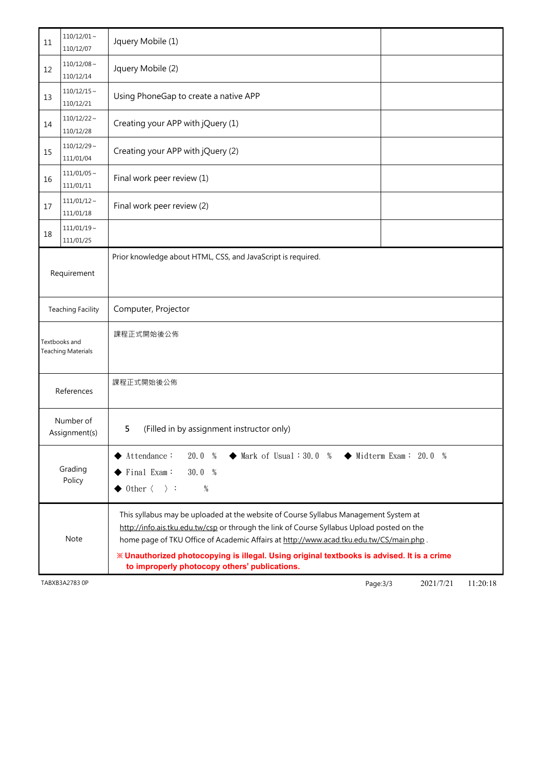| | | | |
|---|---|---|---|
| 11 | 110/12/01～110/12/07 | Jquery Mobile (1) | |
| 12 | 110/12/08～110/12/14 | Jquery Mobile (2) | |
| 13 | 110/12/15～110/12/21 | Using PhoneGap to create a native APP | |
| 14 | 110/12/22～110/12/28 | Creating your APP with jQuery (1) | |
| 15 | 110/12/29～111/01/04 | Creating your APP with jQuery (2) | |
| 16 | 111/01/05～111/01/11 | Final work peer review (1) | |
| 17 | 111/01/12～111/01/18 | Final work peer review (2) | |
| 18 | 111/01/19～111/01/25 | | |

| | |
|---|---|
| Requirement | Prior knowledge about HTML, CSS, and JavaScript is required. |
| Teaching Facility | Computer, Projector |
| Textbooks and Teaching Materials | 課程正式開始後公佈 |
| References | 課程正式開始後公佈 |
| Number of Assignment(s) | 5 (Filled in by assignment instructor only) |
| Grading Policy | ◆ Attendance： 20.0 % ◆ Mark of Usual：30.0 % ◆ Midterm Exam： 20.0 %<br>◆ Final Exam： 30.0 %<br>◆ Other〈 〉： % |
| Note | This syllabus may be uploaded at the website of Course Syllabus Management System at http://info.ais.tku.edu.tw/csp or through the link of Course Syllabus Upload posted on the home page of TKU Office of Academic Affairs at http://www.acad.tku.edu.tw/CS/main.php .<br>**※ Unauthorized photocopying is illegal. Using original textbooks is advised. It is a crime to improperly photocopy others' publications.** |

TABXB3A2783 0P 2021/7/21 11:20:18